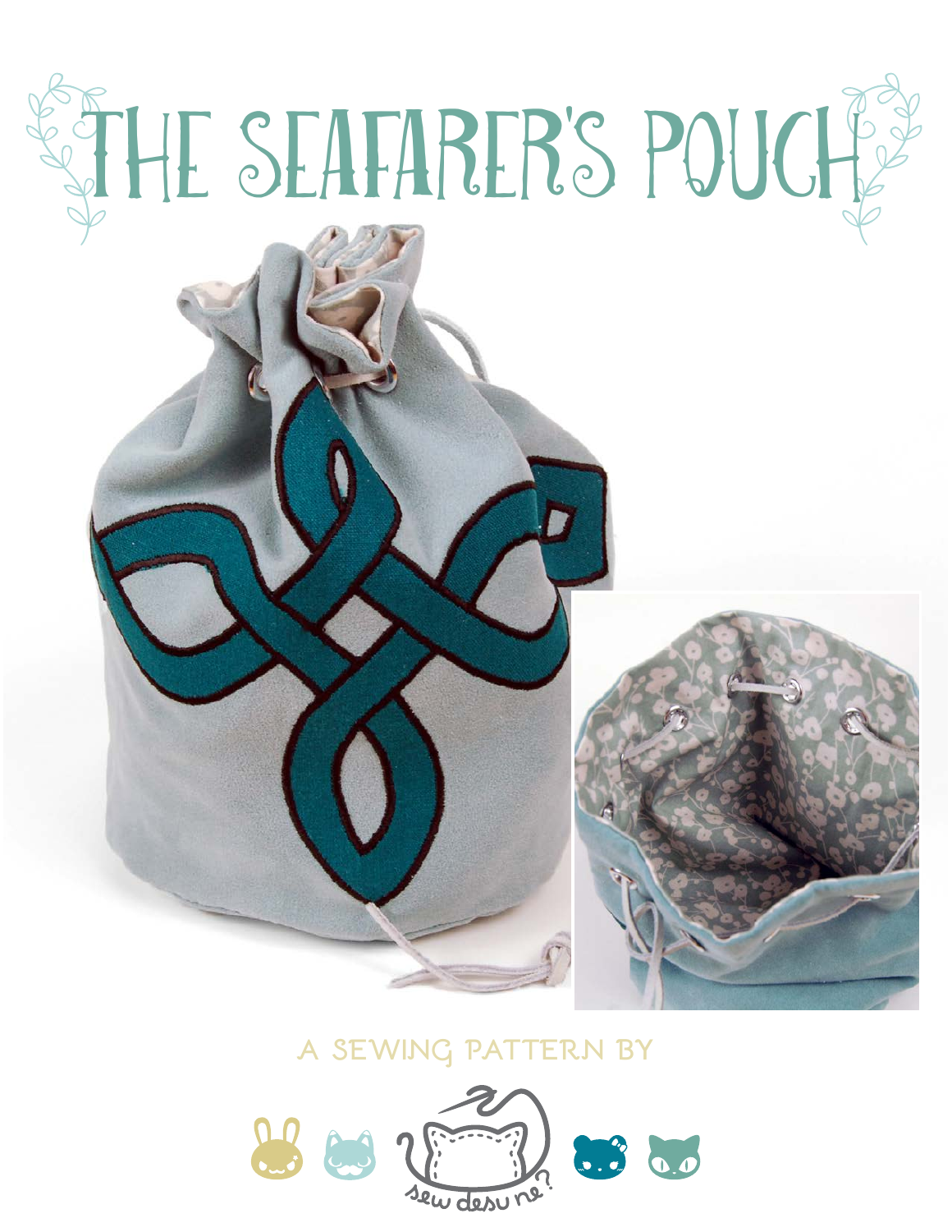# THE SEAFARER'S POUCH

A SEWING PATTERN BY

sew desu ne?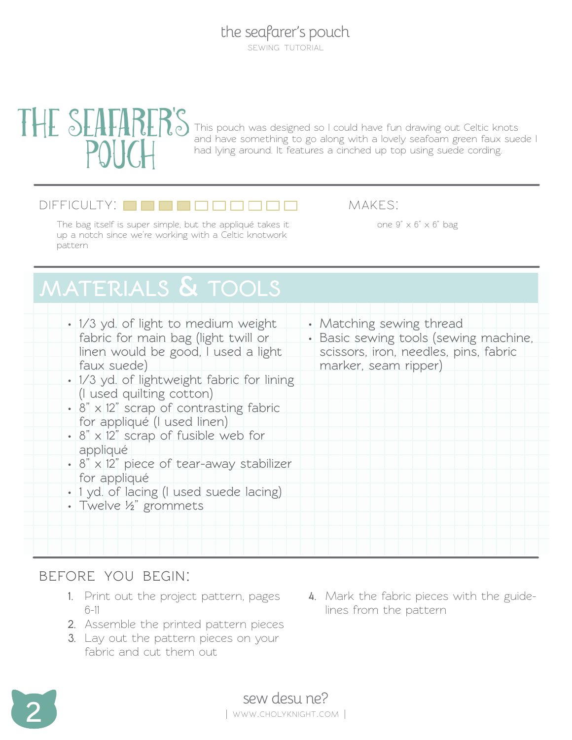# THE SEAFARER'S POUCH

This pouch was designed so I could have fun drawing out Celtic knots and have something to go along with a lovely seafoam green faux suede I had lying around. It features a cinched up top using suede cording.

**DIFFICULTY:** ■■■■□□□□□□

The bag itself is super simple, but the appliqué takes it up a notch since we're working with a Celtic knotwork pattern

**MAKES:**

one 9" x 6" x 6" bag

## MATERIALS & TOOLS

- 1/3 yd. of light to medium weight fabric for main bag (light twill or linen would be good, I used a light faux suede)
- 1/3 yd. of lightweight fabric for lining (I used quilting cotton)
- 8" x 12" scrap of contrasting fabric for appliqué (I used linen)
- 8" x 12" scrap of fusible web for appliqué
- 8" x 12" piece of tear-away stabilizer for appliqué
- 1 yd. of lacing (I used suede lacing)
- Twelve ½" grommets
- Matching sewing thread
- Basic sewing tools (sewing machine, scissors, iron, needles, pins, fabric marker, seam ripper)

## BEFORE YOU BEGIN:

1. Print out the project pattern, pages 6-11
2. Assemble the printed pattern pieces
3. Lay out the pattern pieces on your fabric and cut them out
4. Mark the fabric pieces with the guidelines from the pattern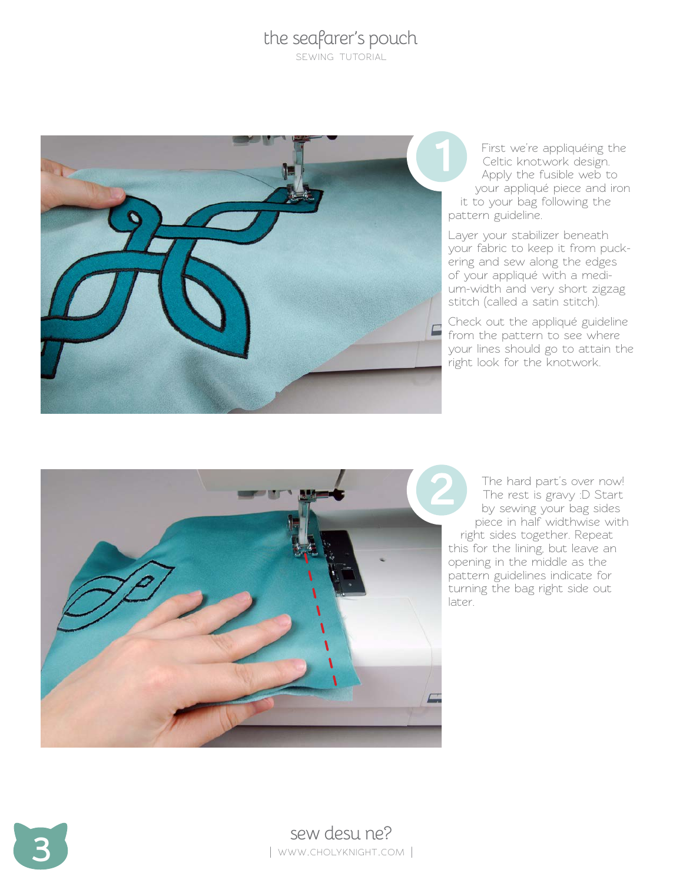**1**

First we're appliquéing the Celtic knotwork design. Apply the fusible web to your appliqué piece and iron it to your bag following the pattern guideline.

Layer your stabilizer beneath your fabric to keep it from puckering and sew along the edges of your appliqué with a medium-width and very short zigzag stitch (called a satin stitch).

Check out the appliqué guideline from the pattern to see where your lines should go to attain the right look for the knotwork.

**2**

The hard part's over now! The rest is gravy :D Start by sewing your bag sides piece in half widthwise with right sides together. Repeat this for the lining, but leave an opening in the middle as the pattern guidelines indicate for turning the bag right side out later.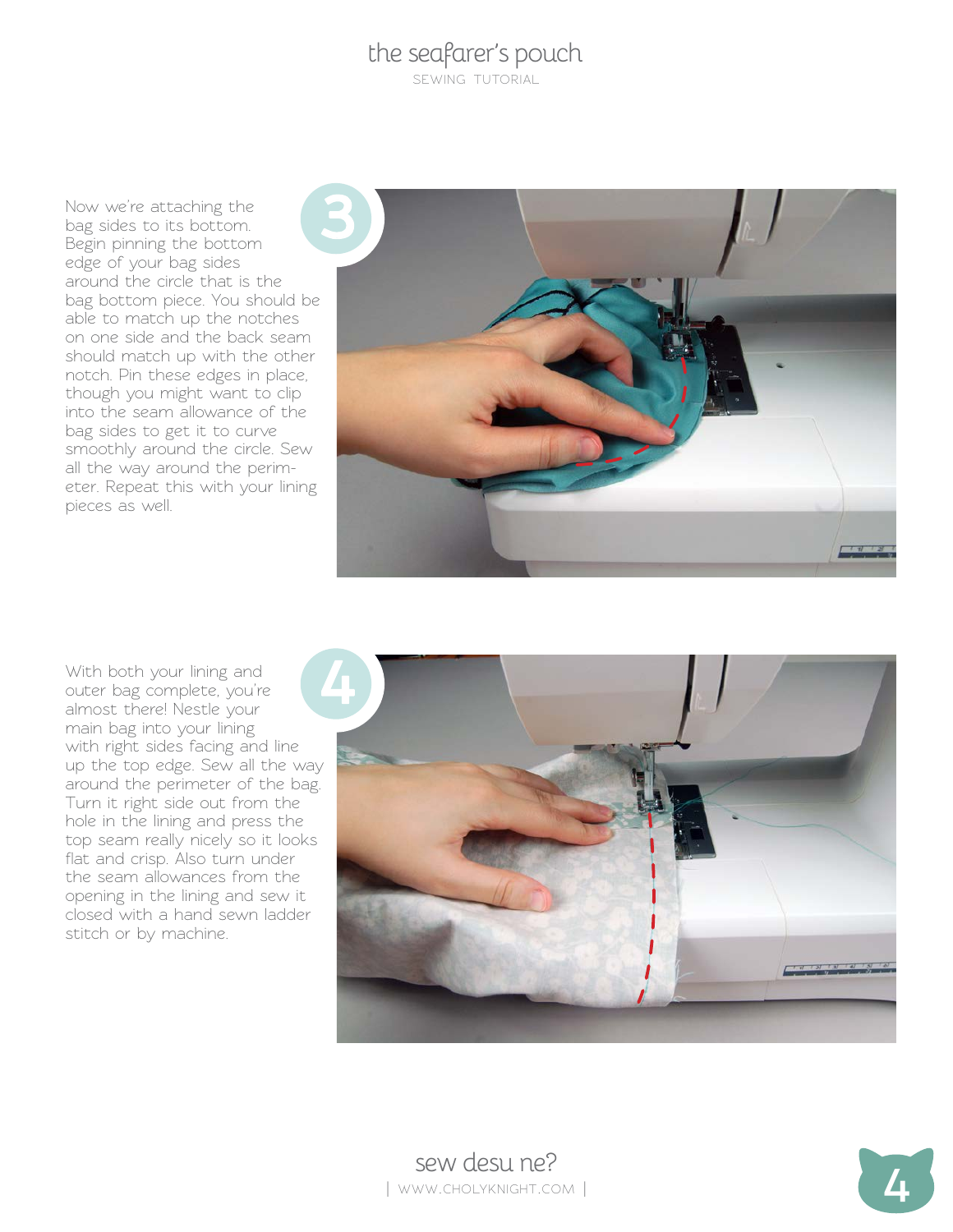**3**

Now we're attaching the bag sides to its bottom. Begin pinning the bottom edge of your bag sides around the circle that is the bag bottom piece. You should be able to match up the notches on one side and the back seam should match up with the other notch. Pin these edges in place, though you might want to clip into the seam allowance of the bag sides to get it to curve smoothly around the circle. Sew all the way around the perimeter. Repeat this with your lining pieces as well.

**4**

With both your lining and outer bag complete, you're almost there! Nestle your main bag into your lining with right sides facing and line up the top edge. Sew all the way around the perimeter of the bag. Turn it right side out from the hole in the lining and press the top seam really nicely so it looks flat and crisp. Also turn under the seam allowances from the opening in the lining and sew it closed with a hand sewn ladder stitch or by machine.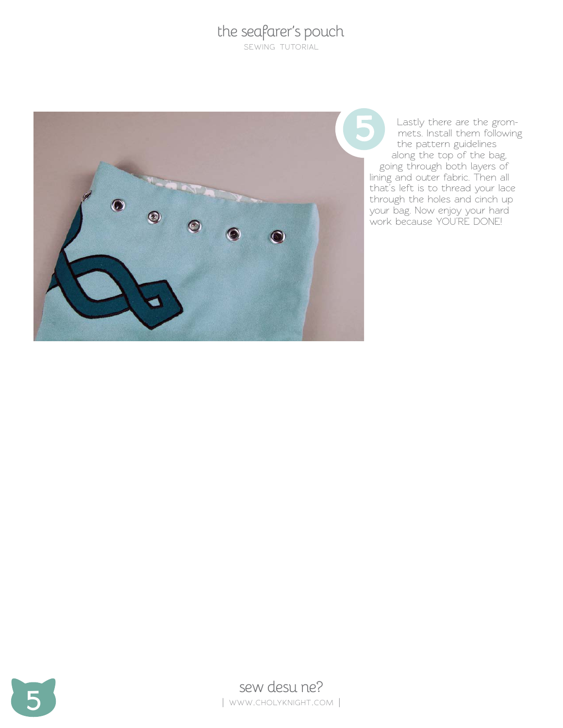**5** Lastly there are the grommets. Install them following the pattern guidelines along the top of the bag, going through both layers of lining and outer fabric. Then all that's left is to thread your lace through the holes and cinch up your bag. Now enjoy your hard work because YOU'RE DONE!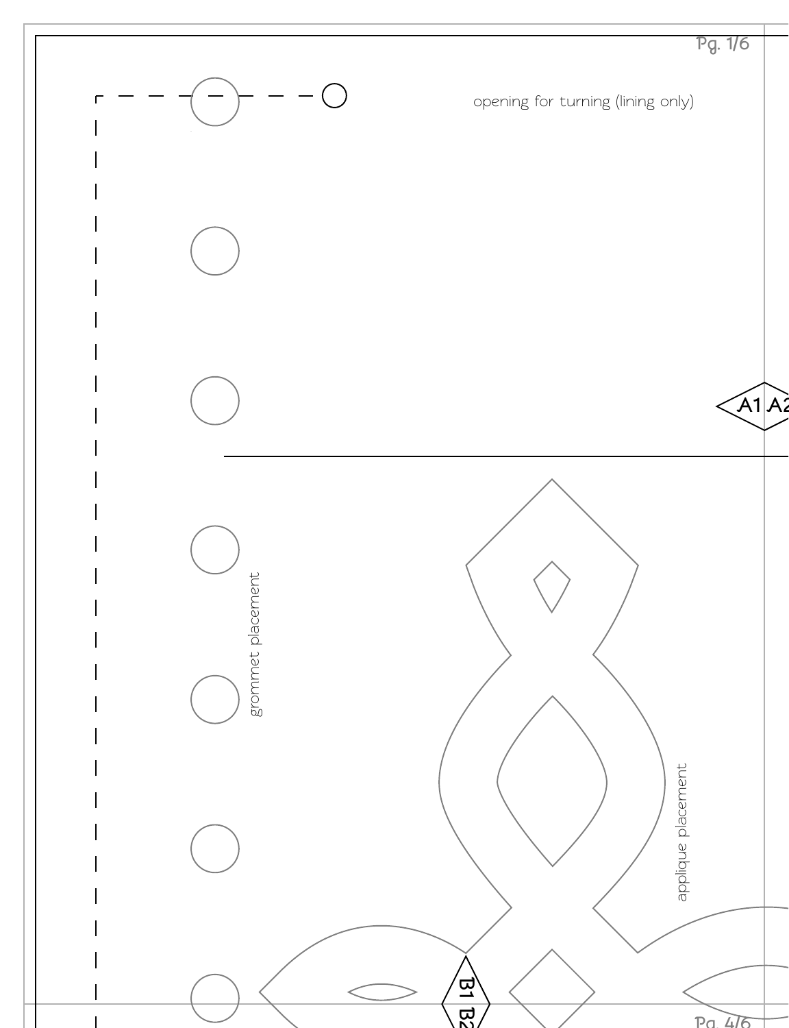opening for turning (lining only)

A1 A2

grommet placement

applique placement

B1 B2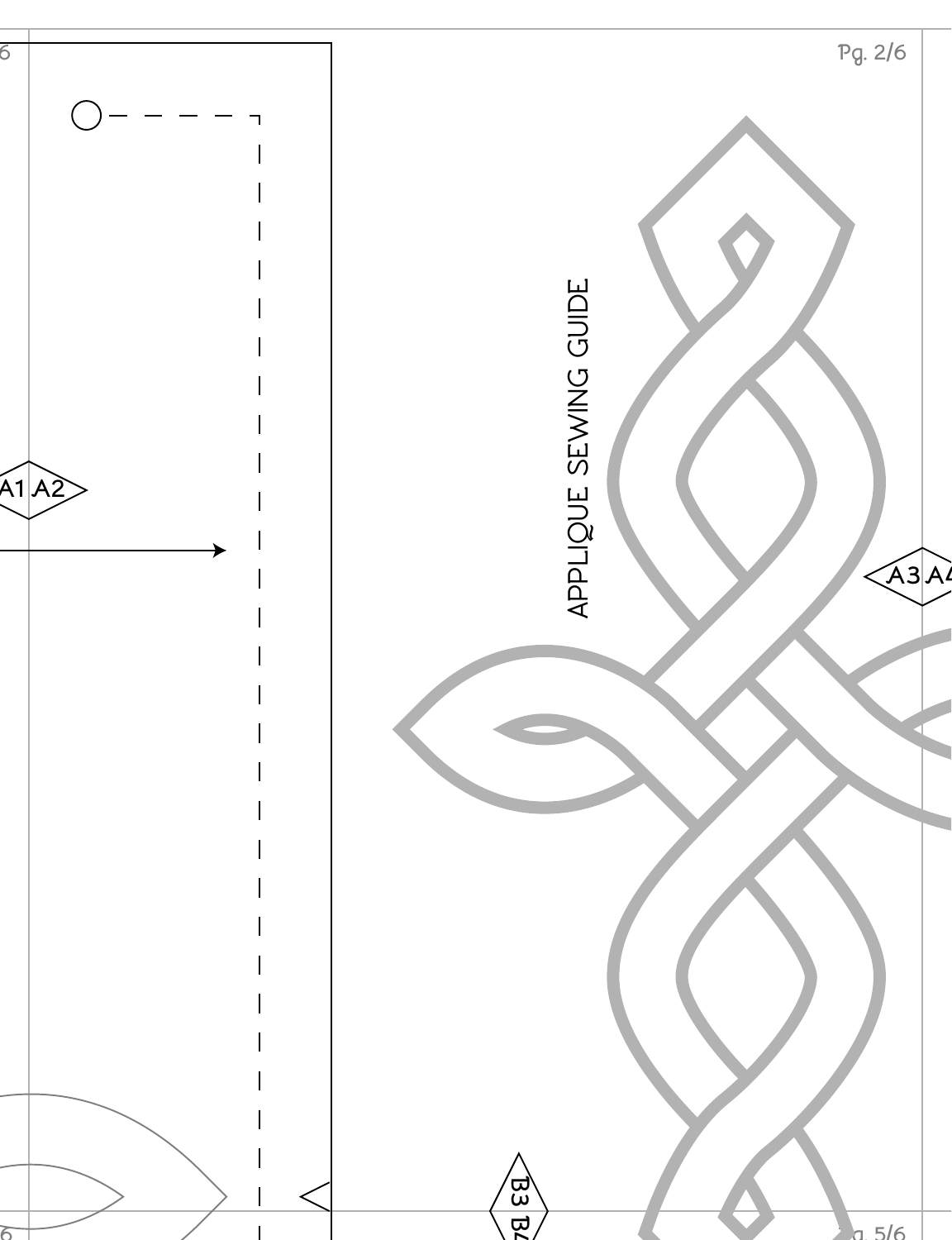APPLIQUE SEWING GUIDE

A1 A2

A3 A4

B3 B4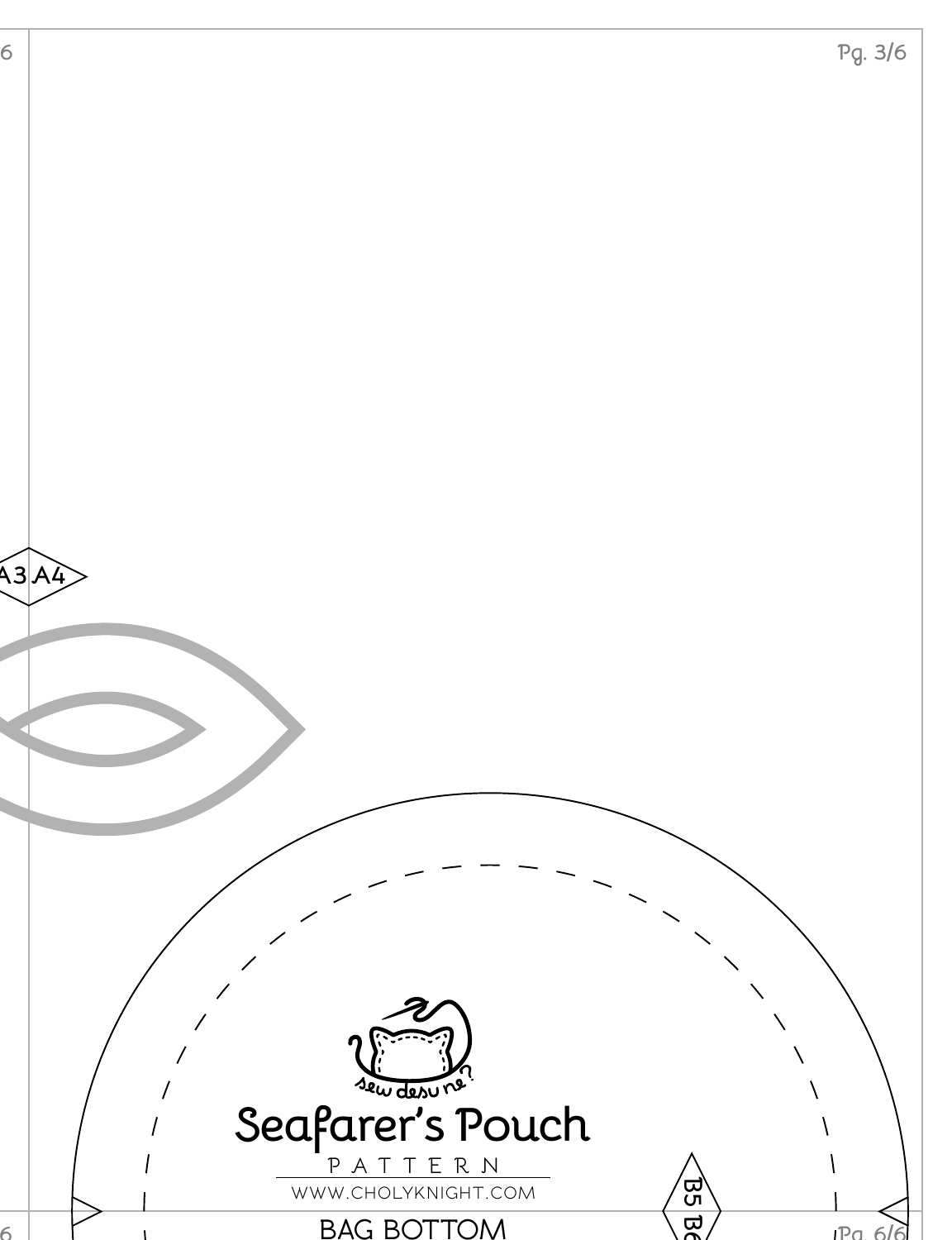A3 A4

Seafarer's Pouch

PATTERN

WWW.CHOLYKNIGHT.COM

BAG BOTTOM

B5 B6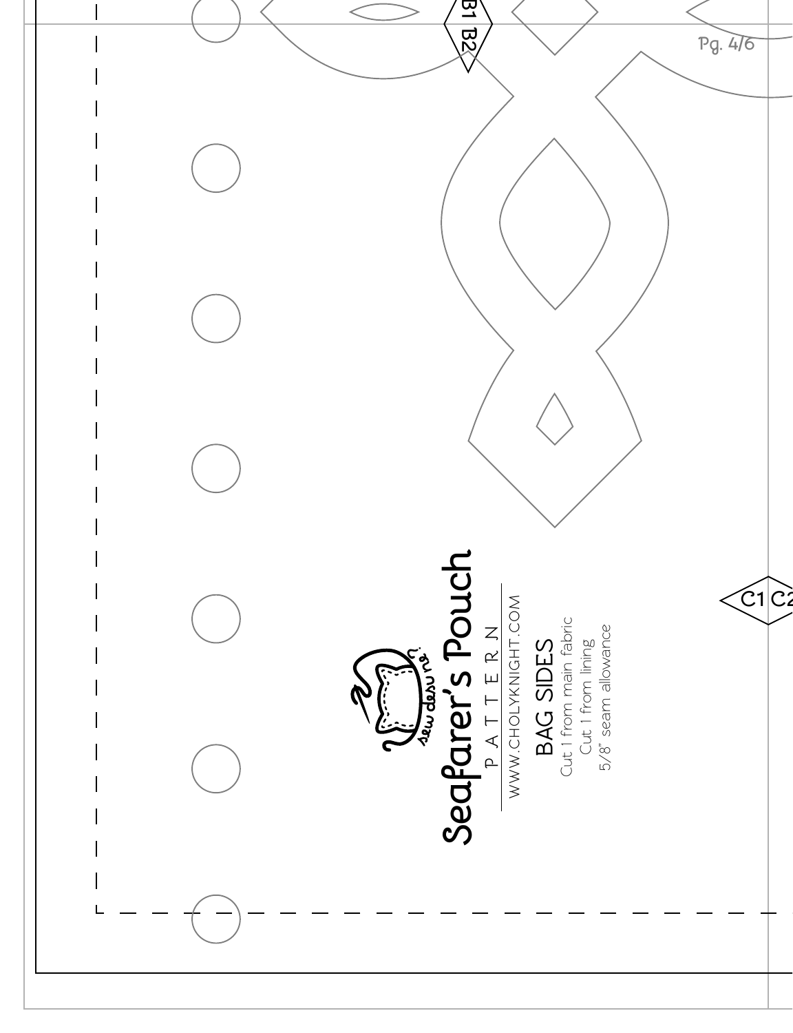B1 B2

Seafarer's Pouch

P A T T E R N

WWW.CHOLYKNIGHT.COM

sew desu ne?

## BAG SIDES

Cut 1 from main fabric
Cut 1 from lining
5/8" seam allowance

C1 C2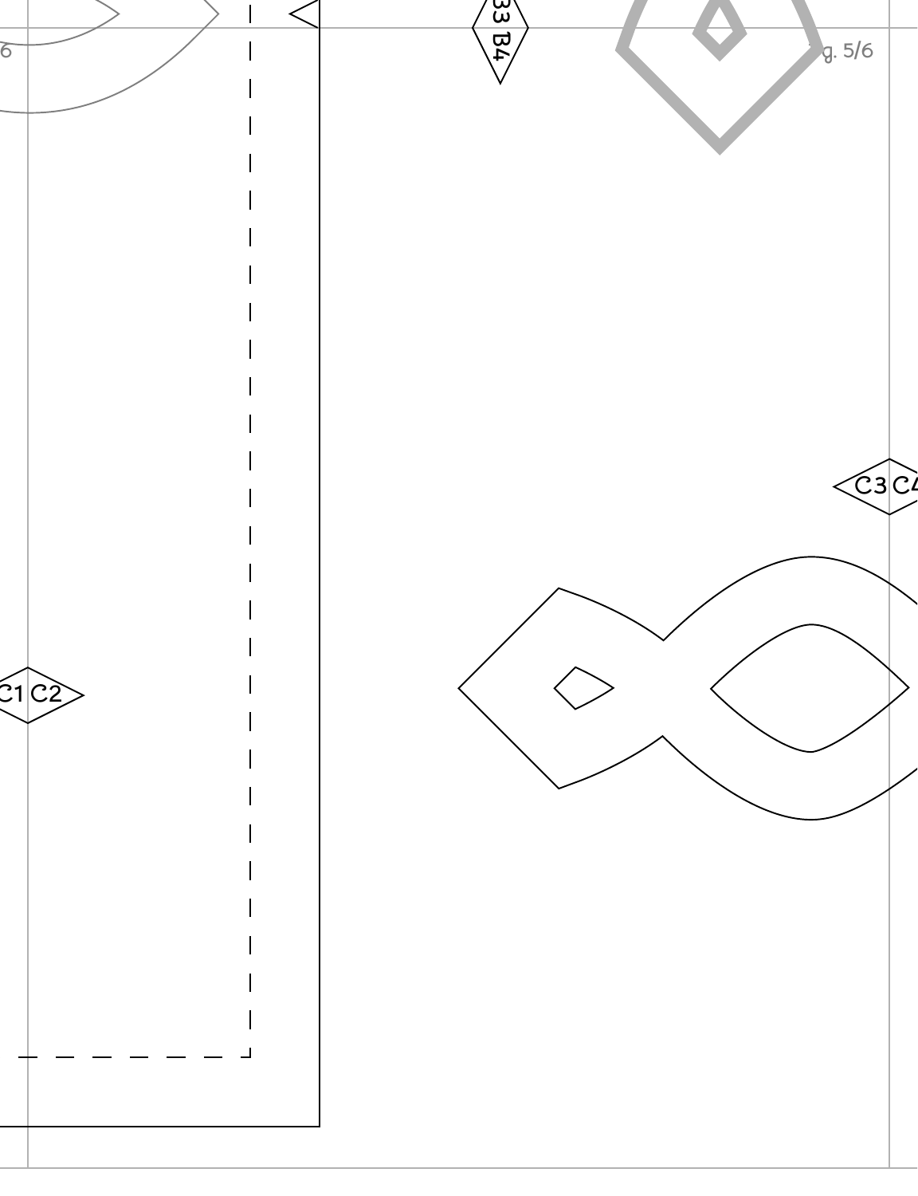B3 B4

C1 C2

C3 C4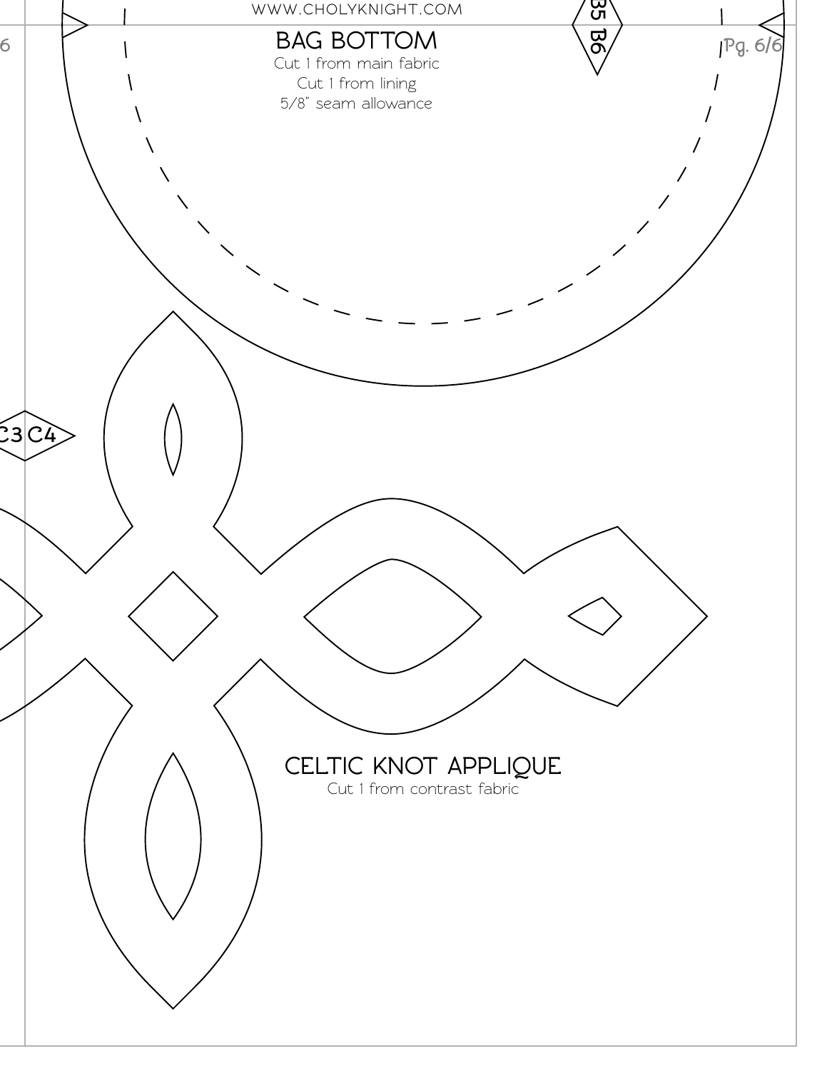WWW.CHOLYKNIGHT.COM

## BAG BOTTOM

Cut 1 from main fabric
Cut 1 from lining
5/8" seam allowance

B5 B6

C3 C4

## CELTIC KNOT APPLIQUE

Cut 1 from contrast fabric